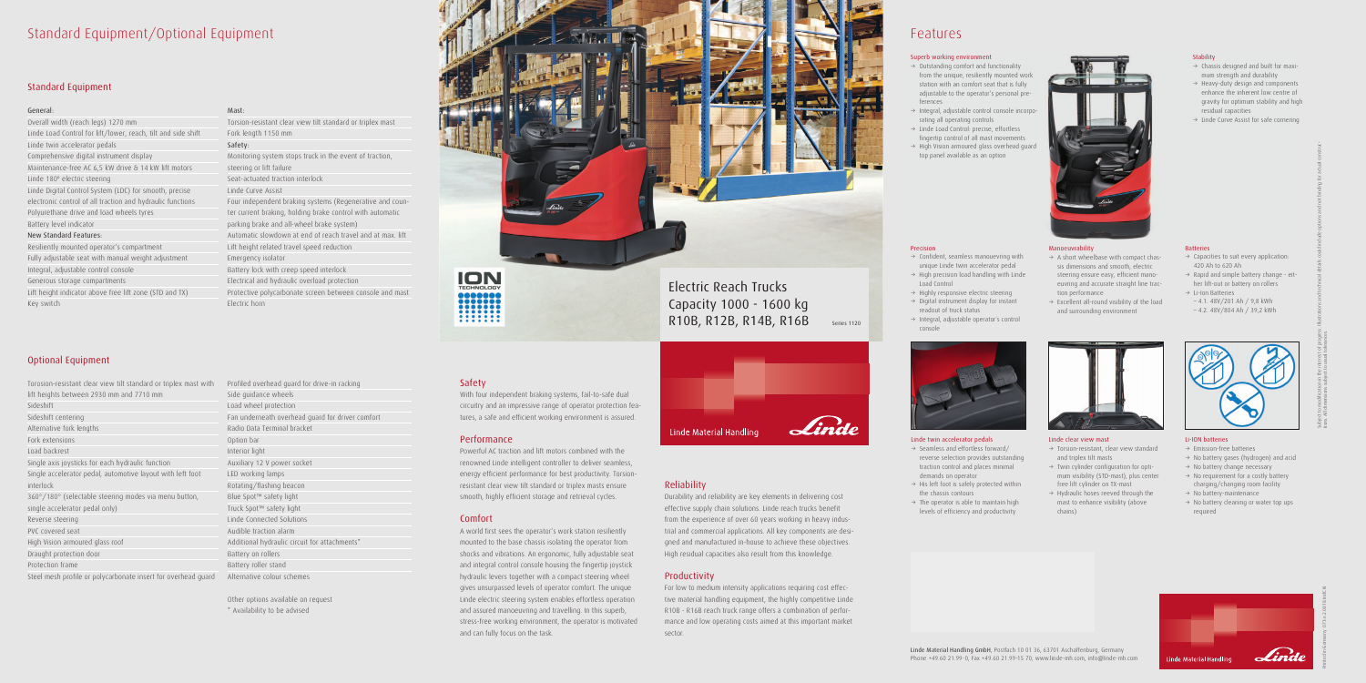# Standard Equipment/Optional Equipment

## Standard Equipment

**General:**

- Overall width (reach legs) 1270 mm
- Linde Load Control for lift/lower, reach, tilt and side shift
- Linde twin accelerator pedals
- Comprehensive digital instrument display
- Maintenance-free AC 6,5 kW drive & 14 kW lift motors
- Linde 180° electric steering
- Linde Digital Control System (LDC) for smooth, precise electronic control of all traction and hydraulic functions
- Polyurethane drive and load wheels tyres
- Battery level indicator

**New Standard Features:**

- Resiliently mounted operator's compartment
- Fully adjustable seat with manual weight adjustment
- Integral, adjustable control console
- Generous storage compartments
- Lift height indicator above free lift zone (STD and TX)
- Key switch

**Mast:**

- Torsion-resistant clear view tilt standard or triplex mast
- Fork length 1150 mm

**Safety:**

- Monitoring system stops truck in the event of traction, steering or lift failure
- Seat-actuated traction interlock
- Linde Curve Assist
- Four independent braking systems (Regenerative and counter current braking, holding brake control with automatic parking brake and all-wheel brake system)
- Automatic slowdown at end of reach travel and at max. lift
- Lift height related travel speed reduction
- Emergency isolator
- Battery lock with creep speed interlock
- Electrical and hydraulic overload protection
- Protective polycarbonate screen between console and mast
- Electric horn

## Optional Equipment

- Torosion-resistant clear view tilt standard or triplex mast with lift heights between 2930 mm and 7710 mm
- Sideshift
- Sideshift centering
- Alternative fork lengths
- Fork extensions
- Load backrest
- Single axis joysticks for each hydraulic function
- Single accelerator pedal, automotive layout with left foot interlock
- 360°/180° (selectable steering modes via menu button, single accelerator pedal only)
- Reverse steering
- PVC covered seat
- High Vision armoured glass roof
- Draught protection door
- Protection frame
- Steel mesh profile or polycarbonate insert for overhead guard
- Profiled overhead guard for drive-in racking
- Side guidance wheels
- Load wheel protection
- Fan underneath overhead guard for driver comfort
- Radio Data Terminal bracket
- Option bar
- Interior light
- Auxiliary 12 V power socket
- LED working lamps
- Rotating/flashing beacon
- Blue Spot™ safety light
- Truck Spot™ safety light
- Linde Connected Solutions
- Audible traction alarm
- Additional hydraulic circuit for attachments*
- Battery on rollers
- Battery roller stand
- Alternative colour schemes

Other options available on request
* Availability to be advised

# Electric Reach Trucks Capacity 1000 - 1600 kg R10B, R12B, R14B, R16B

Series 1120

Linde Material Handling

## Safety

With four independent braking systems, fail-to-safe dual circuitry and an impressive range of operator protection features, a safe and efficient working environment is assured.

## Performance

Powerful AC traction and lift motors combined with the renowned Linde intelligent controller to deliver seamless, energy efficient performance for best productivity. Torsion-resistant clear view tilt standard or triplex masts ensure smooth, highly efficient storage and retrieval cycles.

## Comfort

A world first sees the operator's work station resiliently mounted to the base chassis isolating the operator from shocks and vibrations. An ergonomic, fully adjustable seat and integral control console housing the fingertip joystick hydraulic levers together with a compact steering wheel gives unsurpassed levels of operator comfort. The unique Linde electric steering system enables effortless operation and assured manoeuvring and travelling. In this superb, stress-free working environment, the operator is motivated and can fully focus on the task.

## Reliability

Durability and reliability are key elements in delivering cost effective supply chain solutions. Linde reach trucks benefit from the experience of over 60 years working in heavy industrial and commercial applications. All key components are designed and manufactured in-house to achieve these objectives. High residual capacities also result from this knowledge.

## Productivity

For low to medium intensity applications requiring cost effective material handling equipment, the highly competitive Linde R10B - R16B reach truck range offers a combination of performance and low operating costs aimed at this important market sector.

# Features

### Superb working environment

- → Outstanding comfort and functionality from the unique, resiliently mounted work station with an comfort seat that is fully adjustable to the operator's personal preferences
- → Integral, adjustable control console incorporating all operating controls
- → Linde Load Control: precise, effortless fingertip control of all mast movements
- → High Vision armoured glass overhead guard top panel available as an option

### Stability

- → Chassis designed and built for maximum strength and durability
- → Heavy-duty design and components enhance the inherent low centre of gravity for optimum stability and high residual capacities
- → Linde Curve Assist for safe cornering

### Precision

- → Confident, seamless manoeuvring with unique Linde twin accelerator pedal
- → High precision load handling with Linde Load Control
- → Highly responsive electric steering
- → Digital instrument display for instant readout of truck status
- → Integral, adjustable operator's control console

### Manoeuvrability

- → A short wheelbase with compact chassis dimensions and smooth, electric steering ensure easy, efficient manoeuvring and accurate straight line traction performance
- → Excellent all-round visibility of the load and surrounding environment

### Batteries

- → Capacities to suit every application: 420 Ah to 620 Ah
- → Rapid and simple battery change – either lift-out or battery on rollers
- → Li-Ion Batteries:
  – 4.1. 48V/201 Ah / 9,8 kWh
  – 4.2. 48V/804 Ah / 39,2 kWh

### Linde twin accelerator pedals

- → Seamless and effortless forward/reverse selection provides outstanding traction control and places minimal demands on operator
- → His left foot is safely protected within the chassis contours
- → The operator is able to maintain high levels of efficiency and productivity

### Linde clear view mast

- → Torsion-resistant, clear view standard and triplex lift masts
- → Twin cylinder configuration for optimum visibility (STD-mast), plus center free lift cylinder on TX-mast
- → Hydraulic hoses reeved through the mast to enhance visibility (above chains)

### Li-ION batteries

- → Emission-free batteries
- → No battery gases (hydrogen) and acid
- → No battery change necessary
- → No requirement for a costly battery charging/changing room facility
- → No battery-maintenance
- → No battery cleaning or water top ups required

Linde Material Handling GmbH, Postfach 10 01 36, 63701 Aschaffenburg, Germany
Phone +49.60 21.99-0, Fax +49.60 21.99-15 70, www.linde-mh.com, info@linde-mh.com

Subject to modification in the interest of progress. Illustrations and technical details could include options and are not binding for actual constructions. All dimensions subject to usual tolerances.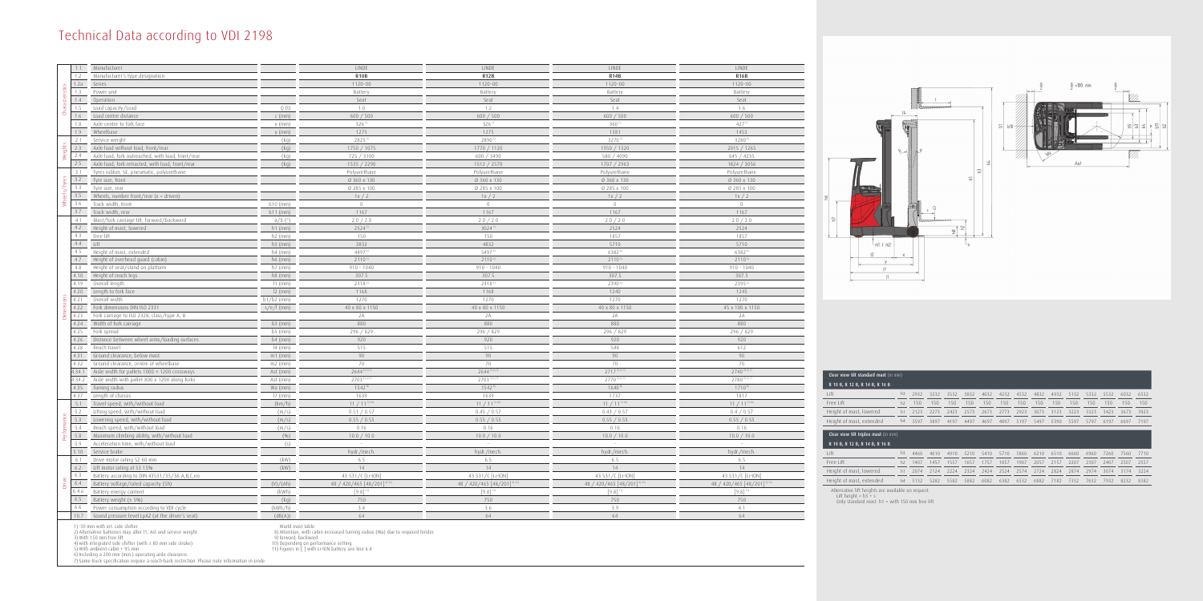# Technical Data according to VDI 2198

| | | | | | | | |
|---|---|---|---|---|---|---|---|
| Characteristics | 1.1 | Manufacturer | | LINDE | LINDE | LINDE | LINDE |
| | 1.2 | Manufacturer's type designation | | R10B | R12B | R14B | R16B |
| | 1.2a | Series | | 1120-00 | 1120-00 | 1120-00 | 1120-00 |
| | 1.3 | Power unit | | Battery | Battery | Battery | Battery |
| | 1.4 | Operation | | Seat | Seat | Seat | Seat |
| | 1.5 | Load capacity/load | Q (t) | 1.0 | 1.2 | 1.4 | 1.6 |
| | 1.6 | Load centre distance | c (mm) | 600 / 500 | 600 / 500 | 600 / 500 | 600 / 500 |
| | 1.8 | Axle centre to fork face | x (mm) | 326 [1] | 326 [1] | 360 [1] | 427 [1] |
| | 1.9 | Wheelbase | y (mm) | 1275 | 1275 | 1381 | 1453 |
| Weights | 2.1 | Service weight | (kg) | 2825 [1] | 2890 [1] | 3270 [1] | 3280 [1] |
| | 2.3 | Axle load without load, front/rear | (kg) | 1750 / 1075 | 1770 / 1120 | 1950 / 1320 | 2015 / 1265 |
| | 2.4 | Axle load, fork outreached, with load, front/rear | (kg) | 725 / 3100 | 600 / 3490 | 580 / 4090 | 645 / 4235 |
| | 2.5 | Axle load, fork retracted, with load, front/rear | (kg) | 1535 / 2290 | 1512 / 2578 | 1707 / 2963 | 1824 / 3056 |
| Wheels/Tyres | 3.1 | Tyres rubber, SE, pneumatic, polyurethane | | Polyurethane | Polyurethane | Polyurethane | Polyurethane |
| | 3.2 | Tyre size, front | | Ø 360 x 130 | Ø 360 x 130 | Ø 360 x 130 | Ø 360 x 130 |
| | 3.3 | Tyre size, rear | | Ø 285 x 100 | Ø 285 x 100 | Ø 285 x 100 | Ø 285 x 100 |
| | 3.5 | Wheels, number front/rear (x = driven) | | 1x / 2 | 1x / 2 | 1x / 2 | 1x / 2 |
| | 3.6 | Track width, front | b10 (mm) | 0 | 0 | 0 | 0 |
| | 3.7 | Track width, rear | b11 (mm) | 1167 | 1167 | 1167 | 1167 |
| Dimensions | 4.1 | Mast/fork carriage tilt, forward/backward | a/b (°) | 2.0 / 2.0 | 2.0 / 2.0 | 2.0 / 2.0 | 2.0 / 2.0 |
| | 4.2 | Height of mast, lowered | h1 (mm) | 2524 [3] | 3024 [3] | 2524 | 2524 |
| | 4.3 | Free lift | h2 (mm) | 150 | 150 | 1857 | 1857 |
| | 4.4 | Lift | h3 (mm) | 3832 | 4832 | 5710 | 5710 |
| | 4.5 | Height of mast, extended | h4 (mm) | 4497 [3] | 5497 [3] | 6382 [3] | 6382 [3] |
| | 4.7 | Height of overhead guard (cabin) | h6 (mm) | 2110 [5] | 2110 [5] | 2110 [5] | 2110 [5] |
| | 4.8 | Height of seat/stand on platform | h7 (mm) | 910 - 1040 | 910 - 1040 | 910 - 1040 | 910 - 1040 |
| | 4.10 | Height of reach legs | h8 (mm) | 307.5 | 307.5 | 307.5 | 307.5 |
| | 4.19 | Overall length | l1 (mm) | 2318 [1] | 2318 [1] | 2390 [1] | 2395 [1] |
| | 4.20 | Length to fork face | l2 (mm) | 1168 | 1168 | 1240 | 1245 |
| | 4.21 | Overall width | b1/b2 (mm) | 1270 | 1270 | 1270 | 1270 |
| | 4.22 | Fork dimensions DIN ISO 2331 | s/e/l (mm) | 40 x 80 x 1150 | 40 x 80 x 1150 | 40 x 80 x 1150 | 45 x 100 x 1150 |
| | 4.23 | Fork carriage to ISO 2328, class/type A, B | | 2A | 2A | 2A | 2A |
| | 4.24 | Width of fork carriage | b3 (mm) | 880 | 880 | 880 | 880 |
| | 4.25 | Fork spread | b5 (mm) | 296 / 829 | 296 / 829 | 296 / 829 | 296 / 829 |
| | 4.26 | Distance between wheel arms/loading surfaces | b4 (mm) | 920 | 920 | 920 | 920 |
| | 4.28 | Reach travel | l4 (mm) | 515 | 515 | 548 | 612 |
| | 4.31 | Ground clearance, below mast | m1 (mm) | 90 | 90 | 90 | 90 |
| | 4.32 | Ground clearance, centre of wheelbase | m2 (mm) | 70 | 70 | 70 | 70 |
| | 4.34.1 | Aisle width for pallets 1000 × 1200 crossways | Ast (mm) | 2644 [6] [7] [8] | 2644 [6] [7] [8] | 2717 [6] [7] [8] | 2740 [6] [7] [8] |
| | 4.34.2 | Aisle width with pallet 800 x 1200 along forks | Ast (mm) | 2703 [6] [7] [8] | 2703 [6] [7] [8] | 2770 [6] [7] [8] | 2780 [6] [7] [8] |
| | 4.35 | Turning radius | Wa (mm) | 1542 [8] | 1542 [8] | 1640 [8] | 1710 [8] |
| | 4.37 | Length of chassis | l7 (mm) | 1639 | 1639 | 1737 | 1817 |
| Performance | 5.1 | Travel speed, with/without load | (km/h) | 11 / 11 [9] [10] | 11 / 11 [9] [10] | 11 / 11 [9] [10] | 11 / 11 [9] [10] |
| | 5.2 | Lifting speed, with/without load | (m/s) | 0.51 / 0.57 | 0.45 / 0.57 | 0.43 / 0.57 | 0.4 / 0.57 |
| | 5.3 | Lowering speed, with/without load | (m/s) | 0.55 / 0.55 | 0.55 / 0.55 | 0.55 / 0.55 | 0.55 / 0.55 |
| | 5.4 | Reach speed, with/without load | (m/s) | 0.16 | 0.16 | 0.16 | 0.16 |
| | 5.8 | Maximum climbing ability, with/without load | (%) | 10.0 / 10.0 | 10.0 / 10.0 | 10.0 / 10.0 | 10.0 / 10.0 |
| | 5.9 | Acceleration time, with/without load | (s) | | | | |
| | 5.10 | Service brake | | hydr./mech. | hydr./mech. | hydr./mech. | hydr./mech. |
| Drive | 6.1 | Drive motor rating S2 60 min | (kW) | 6.5 | 6.5 | 6.5 | 6.5 |
| | 6.2 | Lift motor rating at S3 15% | (kW) | 14 | 14 | 14 | 14 |
| | 6.3 | Battery according to DIN 43531/35/36 A,B,C,no | | 43 531/C [Li-ION] | 43 531/C [Li-ION] | 43 531/C [Li-ION] | 43 531/C [Li-ION] |
| | 6.4 | Battery voltage/rated capacity (5h) | (V)/(Ah) | 48 / 420/465 [48/201] [2] [11] | 48 / 420/465 [48/201] [2] [11] | 48 / 420/465 [48/201] [2] [11] | 48 / 420/465 [48/201] [2] [11] |
| | 6.4.a | Battery energy content | (kWh) | [9.8] [11] | [9.8] [11] | [9.8] [11] | [9.8] [11] |
| | 6.5 | Battery weight (± 5%) | (kg) | 750 | 750 | 750 | 750 |
| | 6.6 | Power consumption according to VDI cycle | (kWh/h) | 3.4 | 3.6 | 3.9 | 4.1 |
| | 10.7 | Sound pressure level LpAZ (at the driver's seat) | (dB(A)) | 64 | 64 | 64 | 64 |

1) -30 mm with int. side shifter
2) Alternative batteries may alter l1, Ast and service weight.
3) With 150 mm free lift
4) with integrated side shifter (with ± 80 mm side stroke)
5) With ambient cabin + 95 mm
6) Including a 200 mm (min.) operating aisle clearance
7) Some truck specification require a reach-back restriction. Please note information in Linde World mast table
8) Attention, with cabin increased turning radius (Wa) due to required fender
9) forward, backward
10) Depending on performance setting
11) Figures in [ ] with Li-ION battery see line 6.4

**Clear view tilt standard mast** (in mm)

R 10 B, R 12 B, R 14 B, R 16 B

| | | | | | | | | | | | | | | | | |
|---|---|---|---|---|---|---|---|---|---|---|---|---|---|---|---|---|
| Lift | h3 | 2932 | 3232 | 3532 | 3832 | 4032 | 4232 | 4532 | 4832 | 4932 | 5132 | 5332 | 5532 | 6032 | 6532 |
| Free Lift | h2 | 150 | 150 | 150 | 150 | 150 | 150 | 150 | 150 | 150 | 150 | 150 | 150 | 150 | 150 |
| Height of mast, lowered | h1 | 2123 | 2273 | 2423 | 2573 | 2673 | 2773 | 2923 | 3073 | 3123 | 3223 | 3323 | 3423 | 3673 | 3923 |
| Height of mast, extended | h4 | 3597 | 3897 | 4197 | 4497 | 4697 | 4897 | 5197 | 5497 | 5390 | 5597 | 5797 | 6197 | 6697 | 7197 |

**Clear view tilt triplex mast** (in mm)

R 10 B, R 12 B, R 14 B, R 16 B

| | | | | | | | | | | | | | | | | |
|---|---|---|---|---|---|---|---|---|---|---|---|---|---|---|---|---|
| Lift | h3 | 4460 | 4610 | 4910 | 5210 | 5410 | 5710 | 5860 | 6210 | 6510 | 6660 | 6960 | 7260 | 7560 | 7710 |
| Free Lift | h2 | 1407 | 1457 | 1557 | 1657 | 1757 | 1857 | 1907 | 2057 | 2157 | 2207 | 2307 | 2407 | 2507 | 2557 |
| Height of mast, lowered | h1 | 2074 | 2124 | 2224 | 2324 | 2424 | 2524 | 2574 | 2724 | 2824 | 2874 | 2974 | 3074 | 3174 | 3224 |
| Height of mast, extended | h4 | 5132 | 5282 | 5582 | 5882 | 6082 | 6382 | 6532 | 6882 | 7182 | 7332 | 7632 | 7932 | 8232 | 8382 |

Alternative lift heights are available on request.
Lift height = h3 + s
Only standard mast: h1 + with 150 mm free lift